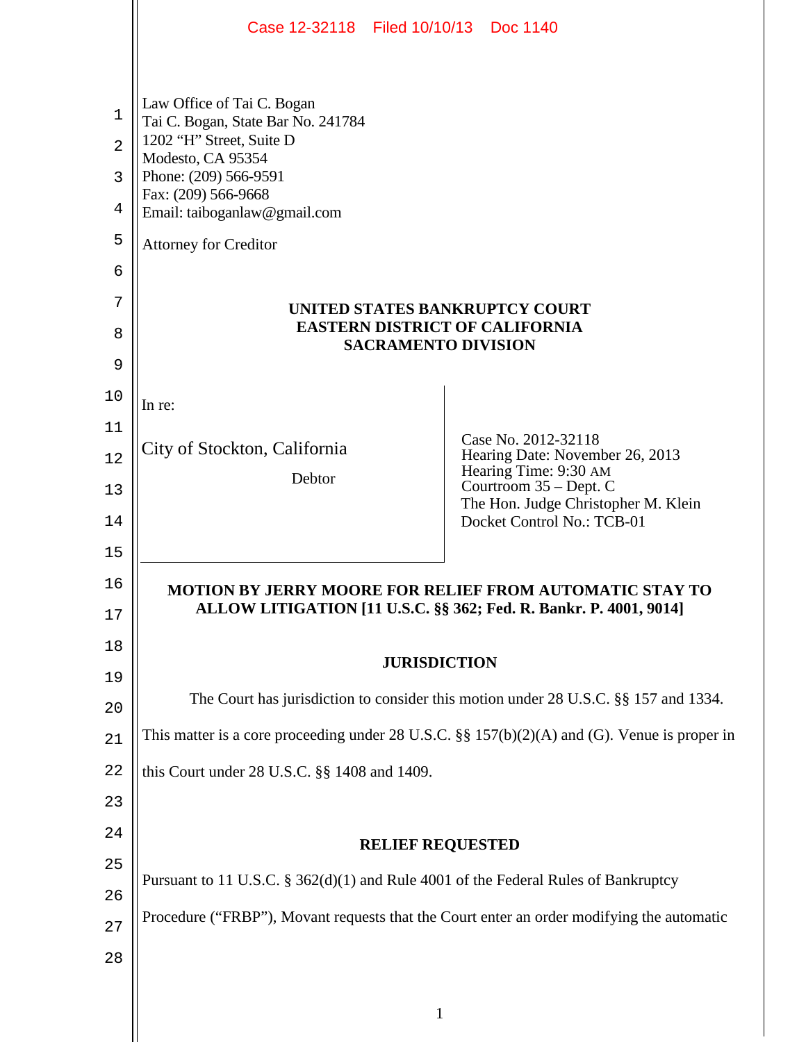Law Office of Tai C. Bogan
Tai C. Bogan, State Bar No. 241784
1202 "H" Street, Suite D
Modesto, CA 95354
Phone: (209) 566-9591
Fax: (209) 566-9668
Email: taiboganlaw@gmail.com

Attorney for Creditor

**UNITED STATES BANKRUPTCY COURT**
**EASTERN DISTRICT OF CALIFORNIA**
**SACRAMENTO DIVISION**

| In re: | |
| --- | --- |
| City of Stockton, California<br><br>Debtor | Case No. 2012-32118<br>Hearing Date: November 26, 2013<br>Hearing Time: 9:30 AM<br>Courtroom 35 – Dept. C<br>The Hon. Judge Christopher M. Klein<br>Docket Control No.: TCB-01 |

**MOTION BY JERRY MOORE FOR RELIEF FROM AUTOMATIC STAY TO ALLOW LITIGATION [11 U.S.C. §§ 362; Fed. R. Bankr. P. 4001, 9014]**

**JURISDICTION**

The Court has jurisdiction to consider this motion under 28 U.S.C. §§ 157 and 1334. This matter is a core proceeding under 28 U.S.C. §§ 157(b)(2)(A) and (G). Venue is proper in this Court under 28 U.S.C. §§ 1408 and 1409.

**RELIEF REQUESTED**

Pursuant to 11 U.S.C. § 362(d)(1) and Rule 4001 of the Federal Rules of Bankruptcy Procedure ("FRBP"), Movant requests that the Court enter an order modifying the automatic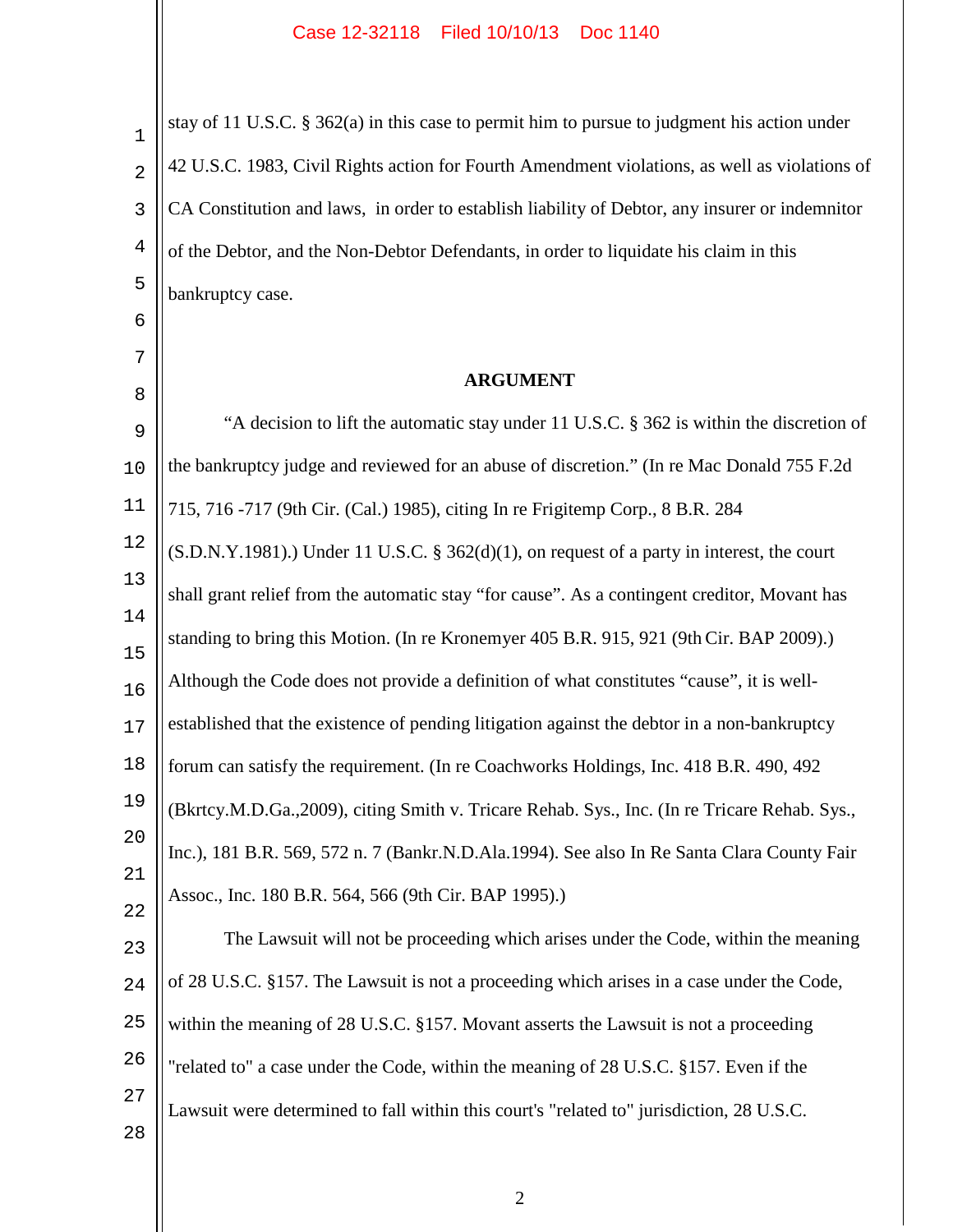stay of 11 U.S.C. § 362(a) in this case to permit him to pursue to judgment his action under 42 U.S.C. 1983, Civil Rights action for Fourth Amendment violations, as well as violations of CA Constitution and laws, in order to establish liability of Debtor, any insurer or indemnitor of the Debtor, and the Non-Debtor Defendants, in order to liquidate his claim in this bankruptcy case.

**ARGUMENT**

"A decision to lift the automatic stay under 11 U.S.C. § 362 is within the discretion of the bankruptcy judge and reviewed for an abuse of discretion." (In re Mac Donald 755 F.2d 715, 716 -717 (9th Cir. (Cal.) 1985), citing In re Frigitemp Corp., 8 B.R. 284 (S.D.N.Y.1981).) Under 11 U.S.C. § 362(d)(1), on request of a party in interest, the court shall grant relief from the automatic stay "for cause". As a contingent creditor, Movant has standing to bring this Motion. (In re Kronemyer 405 B.R. 915, 921 (9th Cir. BAP 2009).) Although the Code does not provide a definition of what constitutes "cause", it is well-established that the existence of pending litigation against the debtor in a non-bankruptcy forum can satisfy the requirement. (In re Coachworks Holdings, Inc. 418 B.R. 490, 492 (Bkrtcy.M.D.Ga.,2009), citing Smith v. Tricare Rehab. Sys., Inc. (In re Tricare Rehab. Sys., Inc.), 181 B.R. 569, 572 n. 7 (Bankr.N.D.Ala.1994). See also In Re Santa Clara County Fair Assoc., Inc. 180 B.R. 564, 566 (9th Cir. BAP 1995).)

The Lawsuit will not be proceeding which arises under the Code, within the meaning of 28 U.S.C. §157. The Lawsuit is not a proceeding which arises in a case under the Code, within the meaning of 28 U.S.C. §157. Movant asserts the Lawsuit is not a proceeding "related to" a case under the Code, within the meaning of 28 U.S.C. §157. Even if the Lawsuit were determined to fall within this court's "related to" jurisdiction, 28 U.S.C.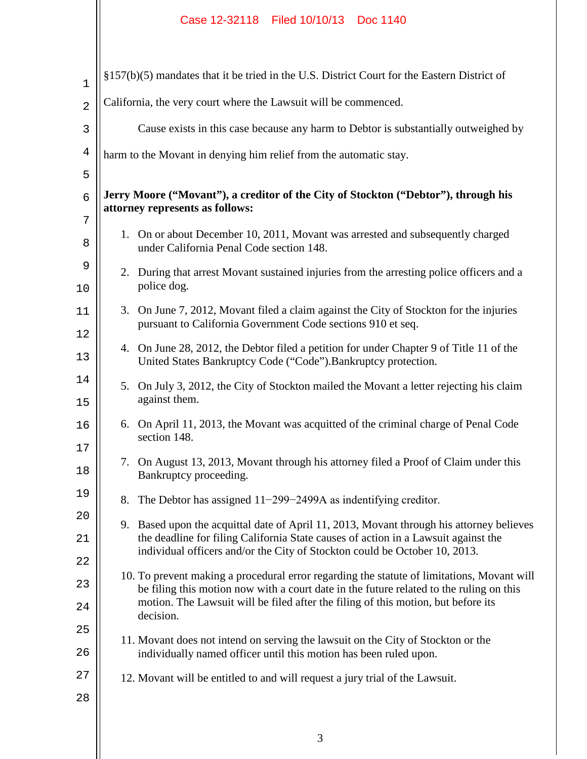§157(b)(5) mandates that it be tried in the U.S. District Court for the Eastern District of California, the very court where the Lawsuit will be commenced.

Cause exists in this case because any harm to Debtor is substantially outweighed by harm to the Movant in denying him relief from the automatic stay.

**Jerry Moore ("Movant"), a creditor of the City of Stockton ("Debtor"), through his attorney represents as follows:**

1. On or about December 10, 2011, Movant was arrested and subsequently charged under California Penal Code section 148.
2. During that arrest Movant sustained injuries from the arresting police officers and a police dog.
3. On June 7, 2012, Movant filed a claim against the City of Stockton for the injuries pursuant to California Government Code sections 910 et seq.
4. On June 28, 2012, the Debtor filed a petition for under Chapter 9 of Title 11 of the United States Bankruptcy Code ("Code").Bankruptcy protection.
5. On July 3, 2012, the City of Stockton mailed the Movant a letter rejecting his claim against them.
6. On April 11, 2013, the Movant was acquitted of the criminal charge of Penal Code section 148.
7. On August 13, 2013, Movant through his attorney filed a Proof of Claim under this Bankruptcy proceeding.
8. The Debtor has assigned 11−299−2499A as indentifying creditor.
9. Based upon the acquittal date of April 11, 2013, Movant through his attorney believes the deadline for filing California State causes of action in a Lawsuit against the individual officers and/or the City of Stockton could be October 10, 2013.
10. To prevent making a procedural error regarding the statute of limitations, Movant will be filing this motion now with a court date in the future related to the ruling on this motion. The Lawsuit will be filed after the filing of this motion, but before its decision.
11. Movant does not intend on serving the lawsuit on the City of Stockton or the individually named officer until this motion has been ruled upon.
12. Movant will be entitled to and will request a jury trial of the Lawsuit.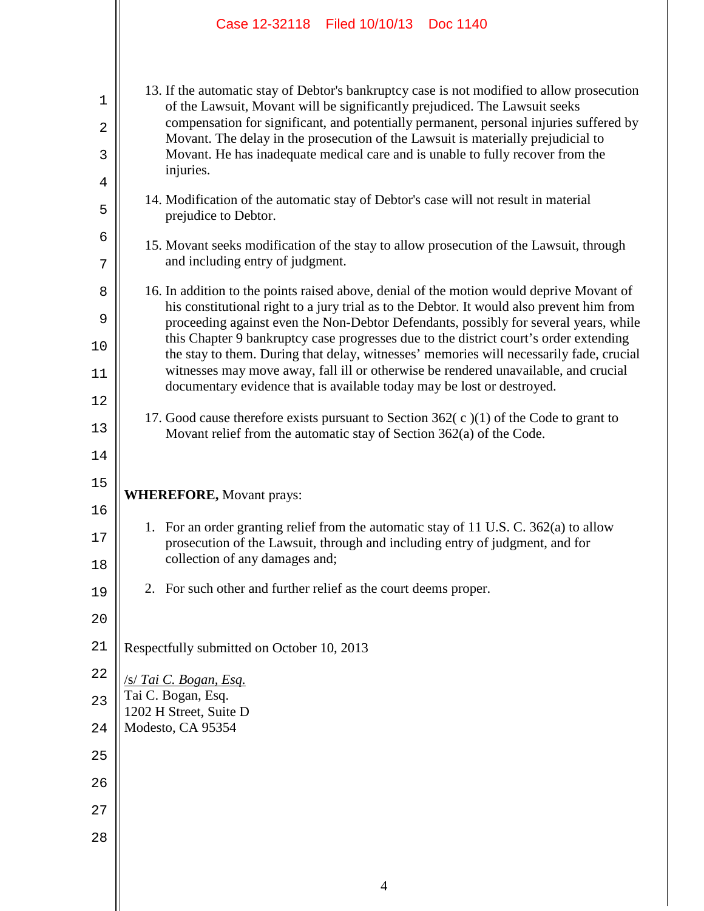13. If the automatic stay of Debtor's bankruptcy case is not modified to allow prosecution of the Lawsuit, Movant will be significantly prejudiced. The Lawsuit seeks compensation for significant, and potentially permanent, personal injuries suffered by Movant. The delay in the prosecution of the Lawsuit is materially prejudicial to Movant. He has inadequate medical care and is unable to fully recover from the injuries.

14. Modification of the automatic stay of Debtor's case will not result in material prejudice to Debtor.

15. Movant seeks modification of the stay to allow prosecution of the Lawsuit, through and including entry of judgment.

16. In addition to the points raised above, denial of the motion would deprive Movant of his constitutional right to a jury trial as to the Debtor. It would also prevent him from proceeding against even the Non-Debtor Defendants, possibly for several years, while this Chapter 9 bankruptcy case progresses due to the district court's order extending the stay to them. During that delay, witnesses' memories will necessarily fade, crucial witnesses may move away, fall ill or otherwise be rendered unavailable, and crucial documentary evidence that is available today may be lost or destroyed.

17. Good cause therefore exists pursuant to Section 362( c )(1) of the Code to grant to Movant relief from the automatic stay of Section 362(a) of the Code.

**WHEREFORE,** Movant prays:

1. For an order granting relief from the automatic stay of 11 U.S. C. 362(a) to allow prosecution of the Lawsuit, through and including entry of judgment, and for collection of any damages and;

2. For such other and further relief as the court deems proper.

Respectfully submitted on October 10, 2013

/s/ *Tai C. Bogan, Esq.*
Tai C. Bogan, Esq.
1202 H Street, Suite D
Modesto, CA 95354